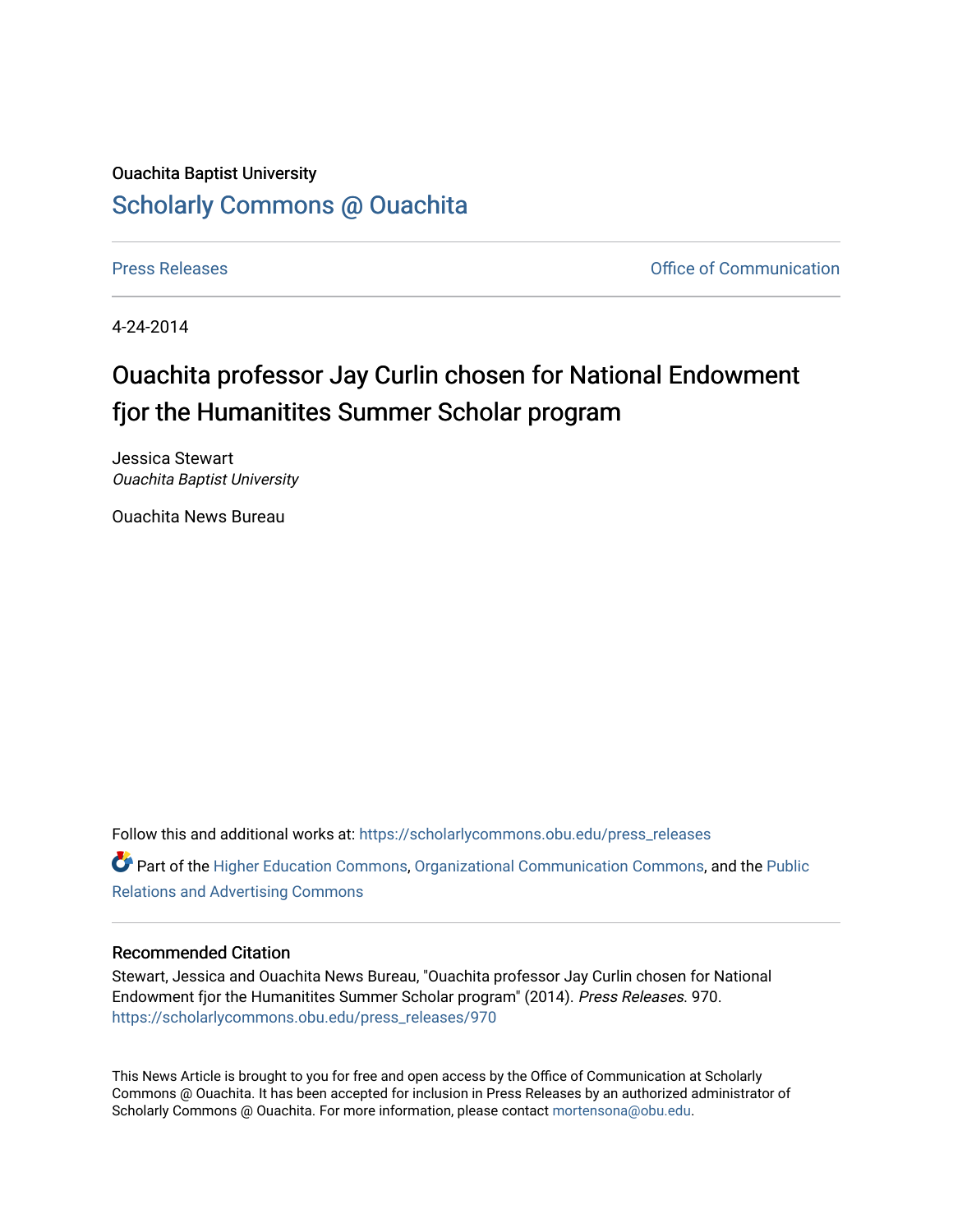Ouachita Baptist University

## Scholarly Commons @ Ouachita

Press Releases | Office of Communication

4-24-2014

# Ouachita professor Jay Curlin chosen for National Endowment fjor the Humanitites Summer Scholar program

Jessica Stewart
*Ouachita Baptist University*

Ouachita News Bureau

Follow this and additional works at: https://scholarlycommons.obu.edu/press_releases

Part of the Higher Education Commons, Organizational Communication Commons, and the Public Relations and Advertising Commons

### Recommended Citation

Stewart, Jessica and Ouachita News Bureau, "Ouachita professor Jay Curlin chosen for National Endowment fjor the Humanitites Summer Scholar program" (2014). *Press Releases*. 970.
https://scholarlycommons.obu.edu/press_releases/970

This News Article is brought to you for free and open access by the Office of Communication at Scholarly Commons @ Ouachita. It has been accepted for inclusion in Press Releases by an authorized administrator of Scholarly Commons @ Ouachita. For more information, please contact mortensona@obu.edu.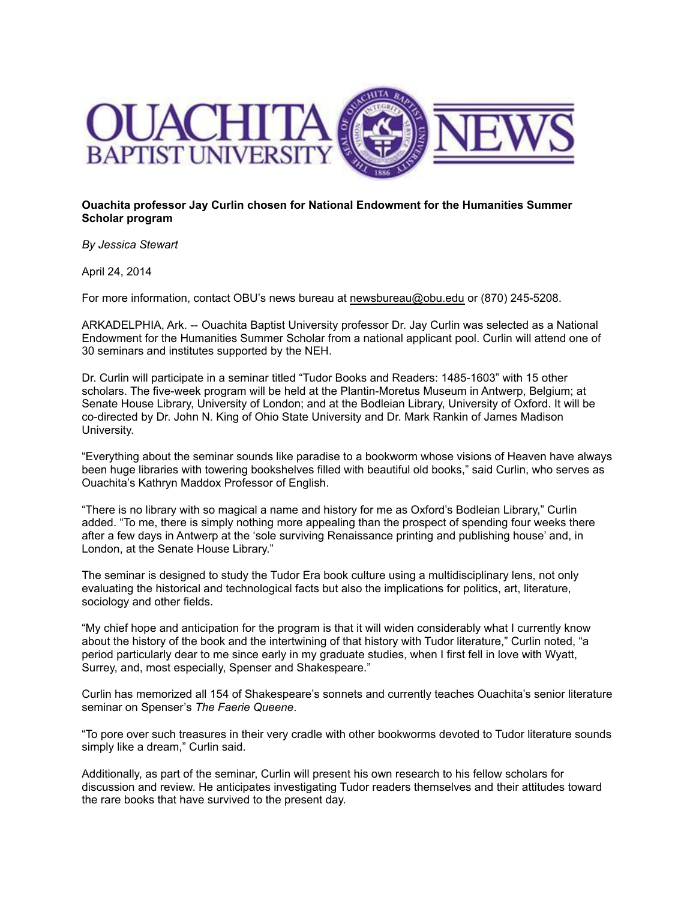# OUACHITA BAPTIST UNIVERSITY NEWS

**Ouachita professor Jay Curlin chosen for National Endowment for the Humanities Summer Scholar program**

*By Jessica Stewart*

April 24, 2014

For more information, contact OBU's news bureau at newsbureau@obu.edu or (870) 245-5208.

ARKADELPHIA, Ark. -- Ouachita Baptist University professor Dr. Jay Curlin was selected as a National Endowment for the Humanities Summer Scholar from a national applicant pool. Curlin will attend one of 30 seminars and institutes supported by the NEH.

Dr. Curlin will participate in a seminar titled "Tudor Books and Readers: 1485-1603" with 15 other scholars. The five-week program will be held at the Plantin-Moretus Museum in Antwerp, Belgium; at Senate House Library, University of London; and at the Bodleian Library, University of Oxford. It will be co-directed by Dr. John N. King of Ohio State University and Dr. Mark Rankin of James Madison University.

"Everything about the seminar sounds like paradise to a bookworm whose visions of Heaven have always been huge libraries with towering bookshelves filled with beautiful old books," said Curlin, who serves as Ouachita's Kathryn Maddox Professor of English.

"There is no library with so magical a name and history for me as Oxford's Bodleian Library," Curlin added. "To me, there is simply nothing more appealing than the prospect of spending four weeks there after a few days in Antwerp at the 'sole surviving Renaissance printing and publishing house' and, in London, at the Senate House Library."

The seminar is designed to study the Tudor Era book culture using a multidisciplinary lens, not only evaluating the historical and technological facts but also the implications for politics, art, literature, sociology and other fields.

"My chief hope and anticipation for the program is that it will widen considerably what I currently know about the history of the book and the intertwining of that history with Tudor literature," Curlin noted, "a period particularly dear to me since early in my graduate studies, when I first fell in love with Wyatt, Surrey, and, most especially, Spenser and Shakespeare."

Curlin has memorized all 154 of Shakespeare's sonnets and currently teaches Ouachita's senior literature seminar on Spenser's *The Faerie Queene*.

"To pore over such treasures in their very cradle with other bookworms devoted to Tudor literature sounds simply like a dream," Curlin said.

Additionally, as part of the seminar, Curlin will present his own research to his fellow scholars for discussion and review. He anticipates investigating Tudor readers themselves and their attitudes toward the rare books that have survived to the present day.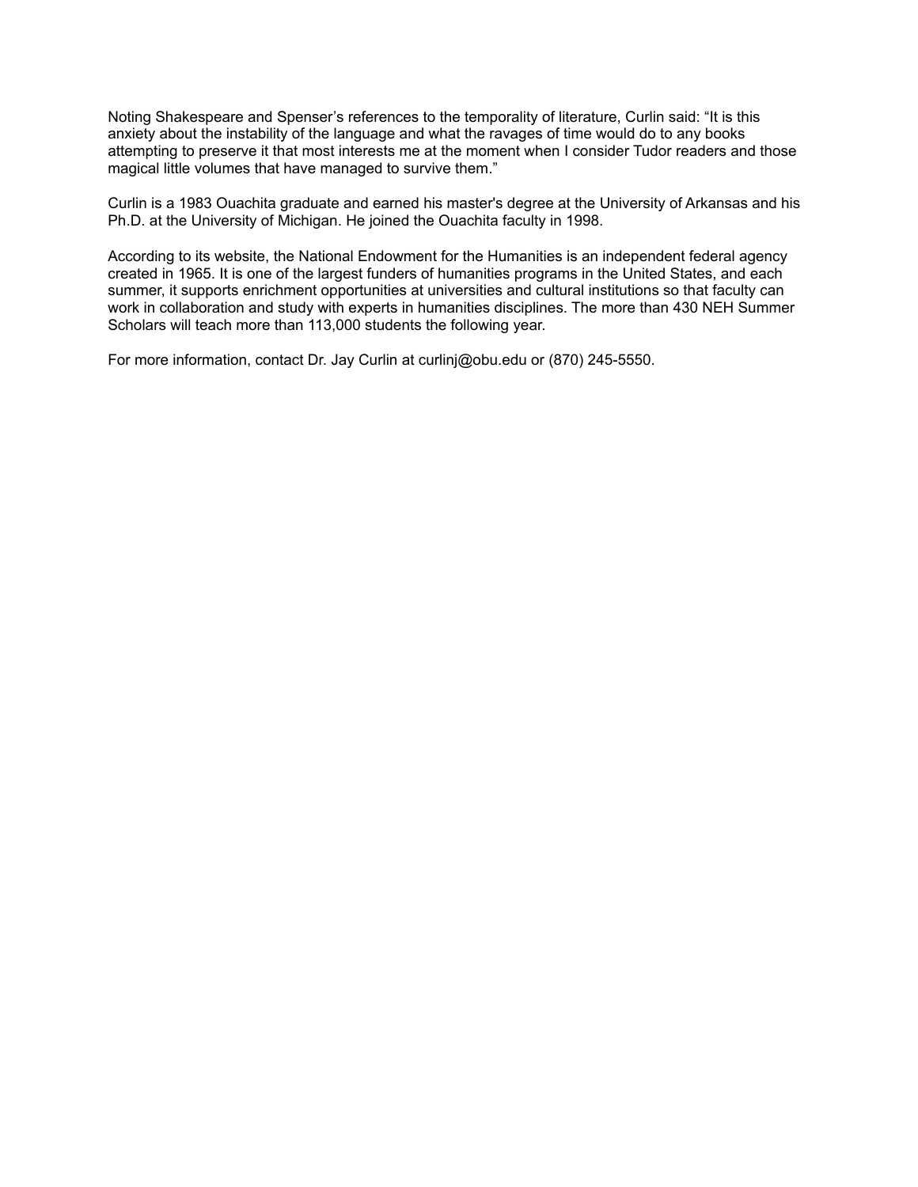Noting Shakespeare and Spenser's references to the temporality of literature, Curlin said: "It is this anxiety about the instability of the language and what the ravages of time would do to any books attempting to preserve it that most interests me at the moment when I consider Tudor readers and those magical little volumes that have managed to survive them."

Curlin is a 1983 Ouachita graduate and earned his master's degree at the University of Arkansas and his Ph.D. at the University of Michigan. He joined the Ouachita faculty in 1998.

According to its website, the National Endowment for the Humanities is an independent federal agency created in 1965. It is one of the largest funders of humanities programs in the United States, and each summer, it supports enrichment opportunities at universities and cultural institutions so that faculty can work in collaboration and study with experts in humanities disciplines. The more than 430 NEH Summer Scholars will teach more than 113,000 students the following year.

For more information, contact Dr. Jay Curlin at curlinj@obu.edu or (870) 245-5550.